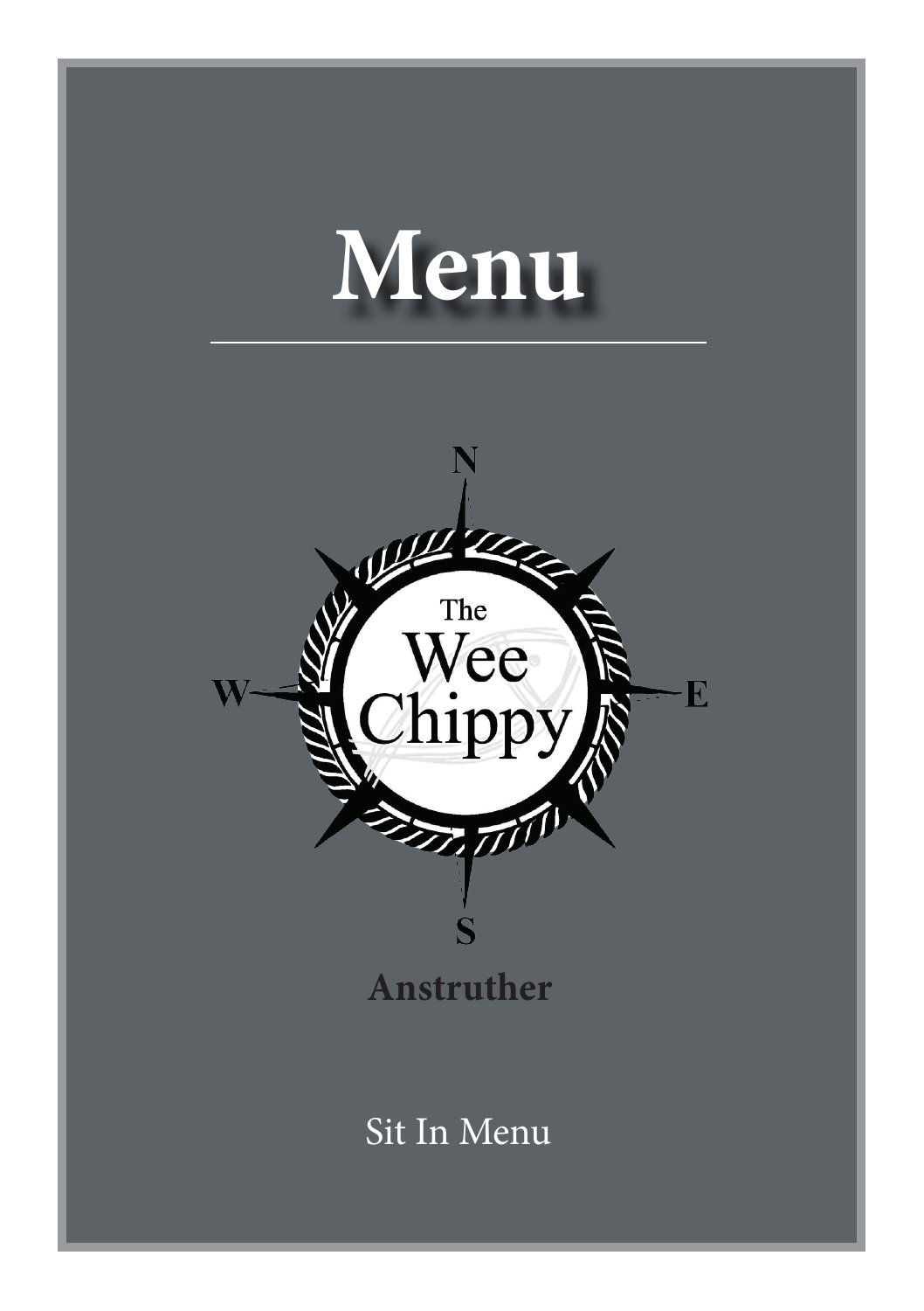# Menu

The Wee Chippy

**Anstruther**

Sit In Menu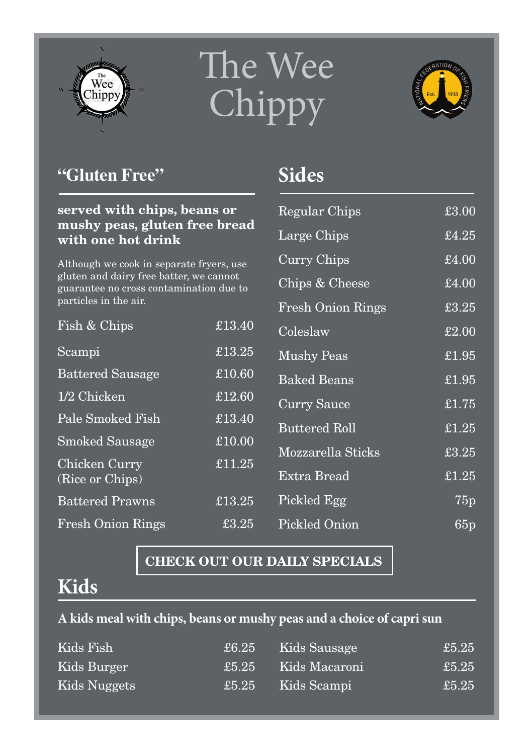# The Wee Chippy

## "Gluten Free"

**served with chips, beans or mushy peas, gluten free bread with one hot drink**

Although we cook in separate fryers, use gluten and dairy free batter, we cannot guarantee no cross contamination due to particles in the air.

| Item | Price |
|---|---|
| Fish & Chips | £13.40 |
| Scampi | £13.25 |
| Battered Sausage | £10.60 |
| 1/2 Chicken | £12.60 |
| Pale Smoked Fish | £13.40 |
| Smoked Sausage | £10.00 |
| Chicken Curry (Rice or Chips) | £11.25 |
| Battered Prawns | £13.25 |
| Fresh Onion Rings | £3.25 |

## Sides

| Item | Price |
|---|---|
| Regular Chips | £3.00 |
| Large Chips | £4.25 |
| Curry Chips | £4.00 |
| Chips & Cheese | £4.00 |
| Fresh Onion Rings | £3.25 |
| Coleslaw | £2.00 |
| Mushy Peas | £1.95 |
| Baked Beans | £1.95 |
| Curry Sauce | £1.75 |
| Buttered Roll | £1.25 |
| Mozzarella Sticks | £3.25 |
| Extra Bread | £1.25 |
| Pickled Egg | 75p |
| Pickled Onion | 65p |

**CHECK OUT OUR DAILY SPECIALS**

## Kids

**A kids meal with chips, beans or mushy peas and a choice of capri sun**

| Item | Price |
|---|---|
| Kids Fish | £6.25 |
| Kids Burger | £5.25 |
| Kids Nuggets | £5.25 |
| Kids Sausage | £5.25 |
| Kids Macaroni | £5.25 |
| Kids Scampi | £5.25 |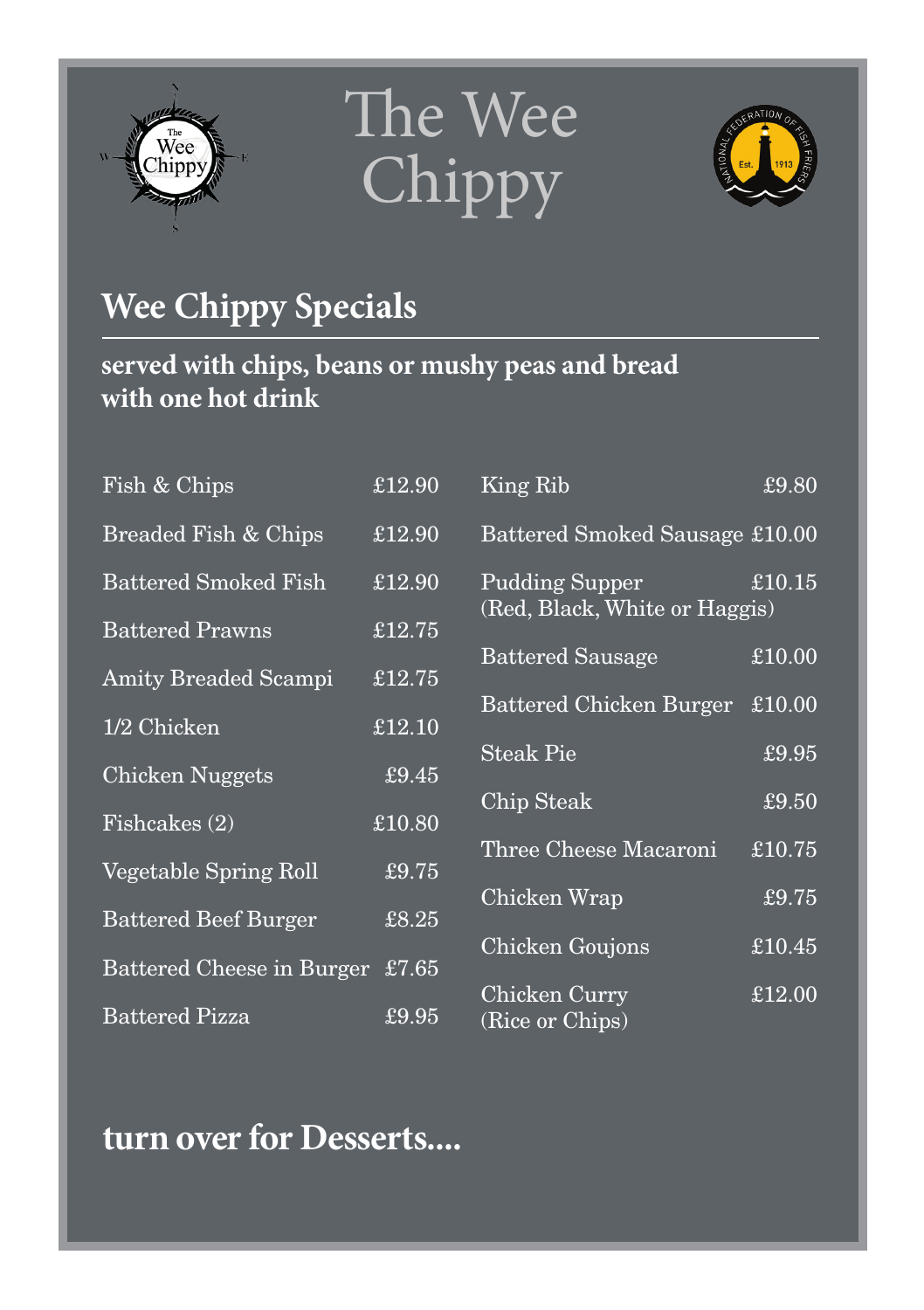# The Wee Chippy

## Wee Chippy Specials

**served with chips, beans or mushy peas and bread with one hot drink**

| Item | Price |
|---|---|
| Fish & Chips | £12.90 |
| Breaded Fish & Chips | £12.90 |
| Battered Smoked Fish | £12.90 |
| Battered Prawns | £12.75 |
| Amity Breaded Scampi | £12.75 |
| 1/2 Chicken | £12.10 |
| Chicken Nuggets | £9.45 |
| Fishcakes (2) | £10.80 |
| Vegetable Spring Roll | £9.75 |
| Battered Beef Burger | £8.25 |
| Battered Cheese in Burger | £7.65 |
| Battered Pizza | £9.95 |
| King Rib | £9.80 |
| Battered Smoked Sausage | £10.00 |
| Pudding Supper (Red, Black, White or Haggis) | £10.15 |
| Battered Sausage | £10.00 |
| Battered Chicken Burger | £10.00 |
| Steak Pie | £9.95 |
| Chip Steak | £9.50 |
| Three Cheese Macaroni | £10.75 |
| Chicken Wrap | £9.75 |
| Chicken Goujons | £10.45 |
| Chicken Curry (Rice or Chips) | £12.00 |

## turn over for Desserts....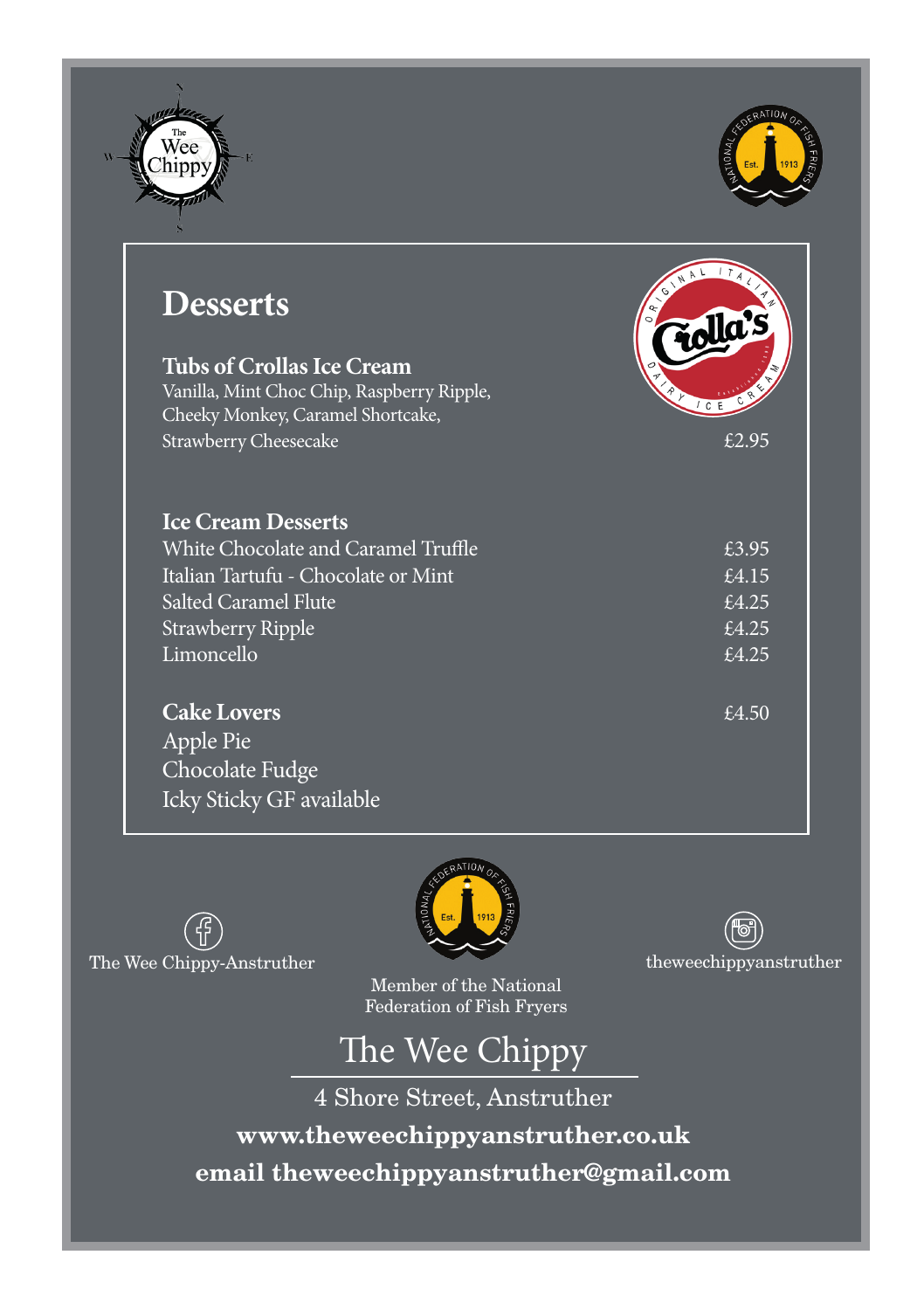# Desserts

**Tubs of Crollas Ice Cream**
Vanilla, Mint Choc Chip, Raspberry Ripple, Cheeky Monkey, Caramel Shortcake, Strawberry Cheesecake — £2.95

**Ice Cream Desserts**

| | |
|---|---|
| White Chocolate and Caramel Truffle | £3.95 |
| Italian Tartufu - Chocolate or Mint | £4.15 |
| Salted Caramel Flute | £4.25 |
| Strawberry Ripple | £4.25 |
| Limoncello | £4.25 |

**Cake Lovers** — £4.50
Apple Pie
Chocolate Fudge
Icky Sticky GF available

The Wee Chippy-Anstruther

theweechippyanstruther

Member of the National Federation of Fish Fryers

## The Wee Chippy

4 Shore Street, Anstruther

**www.theweechippyanstruther.co.uk**

**email theweechippyanstruther@gmail.com**